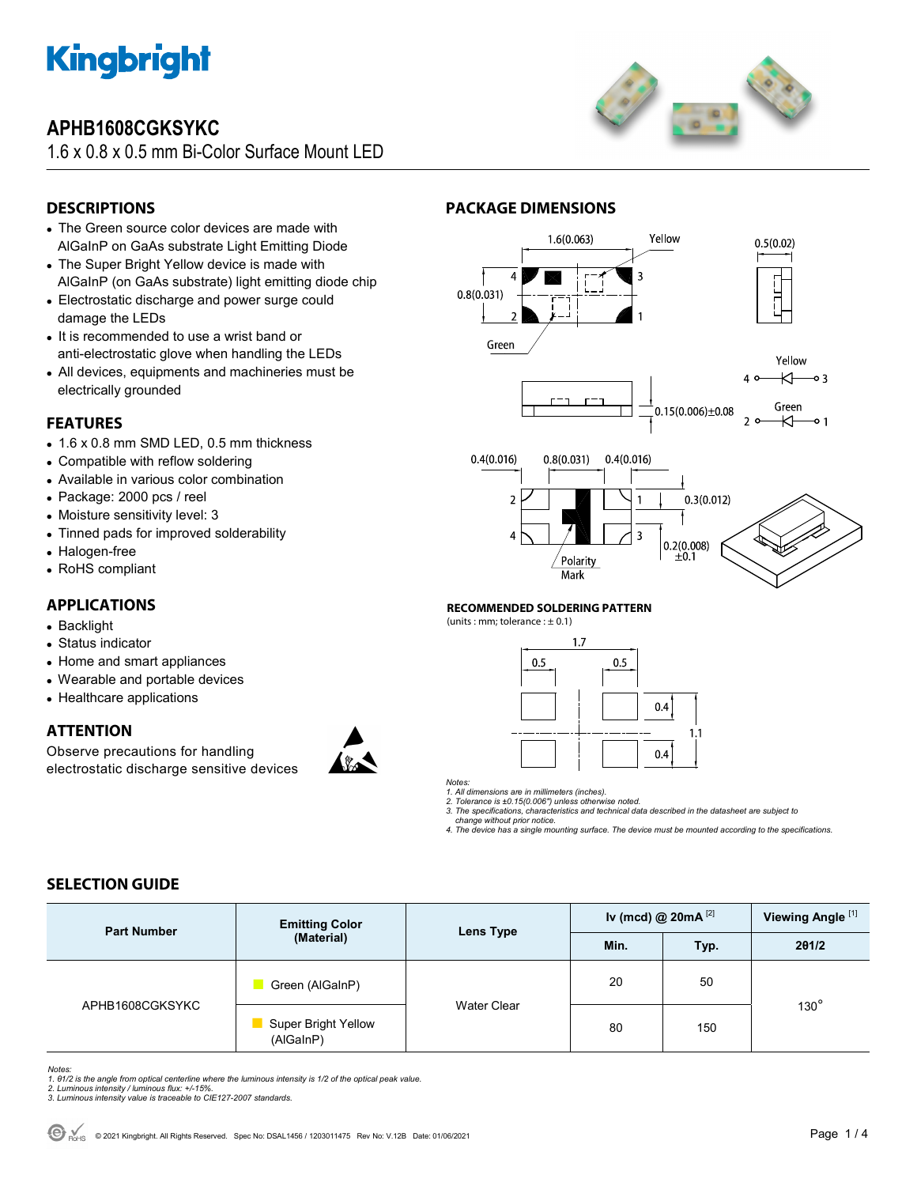# APHB1608CGKSYKC

1.6 x 0.8 x 0.5 mm Bi-Color Surface Mount LED

## DESCRIPTIONS

- The Green source color devices are made with AlGaInP on GaAs substrate Light Emitting Diode
- The Super Bright Yellow device is made with AlGaInP (on GaAs substrate) light emitting diode chip
- Electrostatic discharge and power surge could damage the LEDs
- It is recommended to use a wrist band or anti-electrostatic glove when handling the LEDs
- All devices, equipments and machineries must be electrically grounded

## FEATURES

- 1.6 x 0.8 mm SMD LED, 0.5 mm thickness
- Compatible with reflow soldering
- Available in various color combination
- Package: 2000 pcs / reel
- Moisture sensitivity level: 3
- Tinned pads for improved solderability
- Halogen-free
- RoHS compliant

## APPLICATIONS

- Backlight
- Status indicator
- Home and smart appliances
- Wearable and portable devices
- Healthcare applications

## ATTENTION

Observe precautions for handling electrostatic discharge sensitive devices

## PACKAGE DIMENSIONS

### RECOMMENDED SOLDERING PATTERN

(units : mm; tolerance : ± 0.1)

*Notes:*
*1. All dimensions are in millimeters (inches).*
*2. Tolerance is ±0.15(0.006") unless otherwise noted.*
*3. The specifications, characteristics and technical data described in the datasheet are subject to change without prior notice.*
*4. The device has a single mounting surface. The device must be mounted according to the specifications.*

## SELECTION GUIDE

| Part Number | Emitting Color (Material) | Lens Type | Iv (mcd) @ 20mA [2] | | Viewing Angle [1] |
|---|---|---|---|---|---|
| | | | Min. | Typ. | 2θ1/2 |
| APHB1608CGKSYKC | Green (AlGaInP) | Water Clear | 20 | 50 | 130° |
| | Super Bright Yellow (AlGaInP) | | 80 | 150 | |

*Notes:*
*1. θ1/2 is the angle from optical centerline where the luminous intensity is 1/2 of the optical peak value.*
*2. Luminous intensity / luminous flux: +/-15%.*
*3. Luminous intensity value is traceable to CIE127-2007 standards.*

© 2021 Kingbright. All Rights Reserved. Spec No: DSAL1456 / 1203011475 Rev No: V.12B Date: 01/06/2021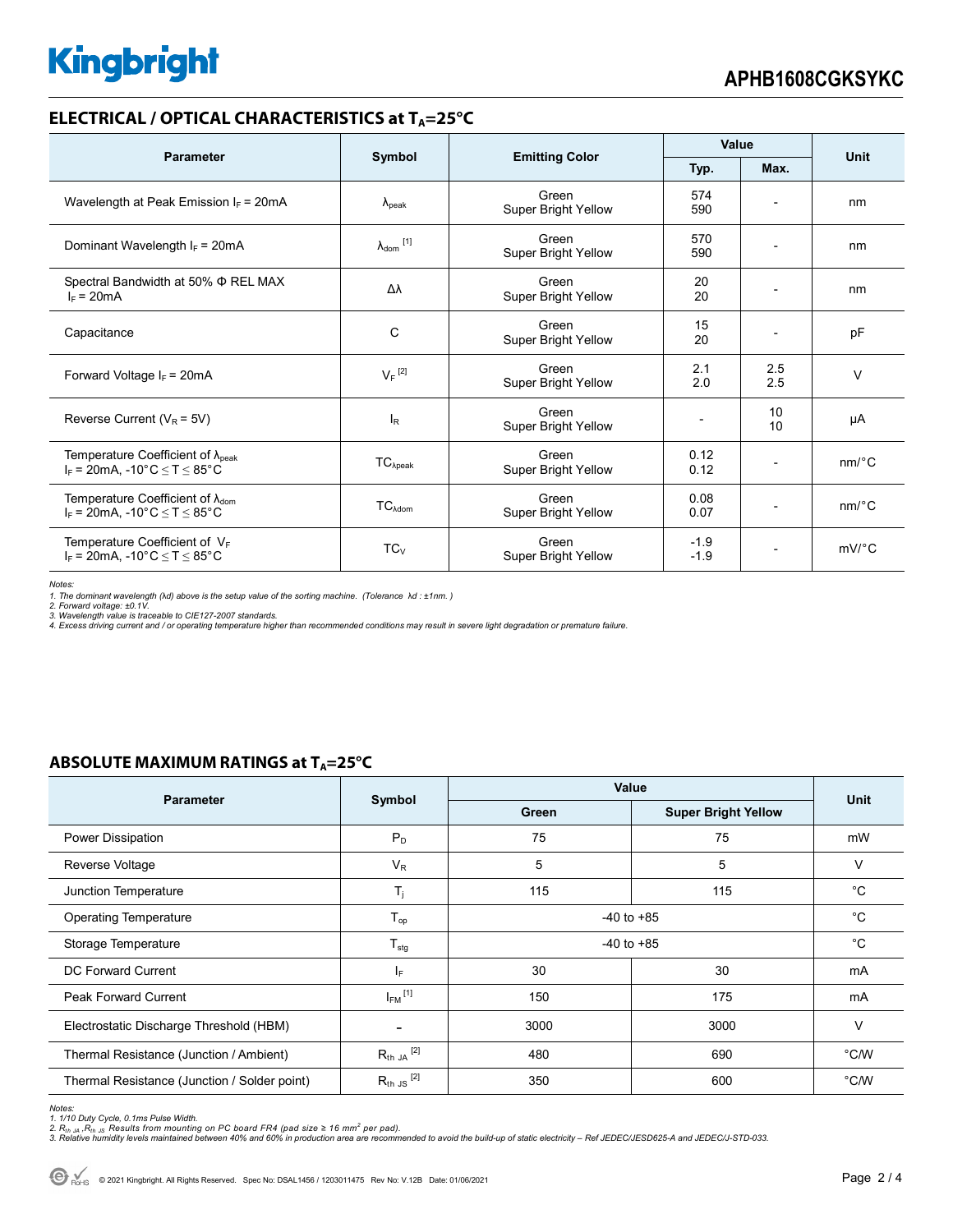## ELECTRICAL / OPTICAL CHARACTERISTICS at $T_A$=25°C

| Parameter | Symbol | Emitting Color | Value | | Unit |
|---|---|---|---|---|---|
| | | | Typ. | Max. | |
| Wavelength at Peak Emission $I_F$ = 20mA | $\lambda_{peak}$ | Green<br>Super Bright Yellow | 574<br>590 | - | nm |
| Dominant Wavelength $I_F$ = 20mA | $\lambda_{dom}$ [1] | Green<br>Super Bright Yellow | 570<br>590 | - | nm |
| Spectral Bandwidth at 50% Φ REL MAX<br>$I_F$ = 20mA | Δλ | Green<br>Super Bright Yellow | 20<br>20 | - | nm |
| Capacitance | C | Green<br>Super Bright Yellow | 15<br>20 | - | pF |
| Forward Voltage $I_F$ = 20mA | $V_F$ [2] | Green<br>Super Bright Yellow | 2.1<br>2.0 | 2.5<br>2.5 | V |
| Reverse Current ($V_R$ = 5V) | $I_R$ | Green<br>Super Bright Yellow | - | 10<br>10 | μA |
| Temperature Coefficient of $\lambda_{peak}$<br>$I_F$ = 20mA, -10°C ≤ T ≤ 85°C | $TC_{\lambda peak}$ | Green<br>Super Bright Yellow | 0.12<br>0.12 | - | nm/°C |
| Temperature Coefficient of $\lambda_{dom}$<br>$I_F$ = 20mA, -10°C ≤ T ≤ 85°C | $TC_{\lambda dom}$ | Green<br>Super Bright Yellow | 0.08<br>0.07 | - | nm/°C |
| Temperature Coefficient of $V_F$<br>$I_F$ = 20mA, -10°C ≤ T ≤ 85°C | $TC_V$ | Green<br>Super Bright Yellow | -1.9<br>-1.9 | - | mV/°C |

*Notes:*
*1. The dominant wavelength (λd) above is the setup value of the sorting machine. (Tolerance λd : ±1nm. )*
*2. Forward voltage: ±0.1V.*
*3. Wavelength value is traceable to CIE127-2007 standards.*
*4. Excess driving current and / or operating temperature higher than recommended conditions may result in severe light degradation or premature failure.*

## ABSOLUTE MAXIMUM RATINGS at $T_A$=25°C

| Parameter | Symbol | Value | | Unit |
|---|---|---|---|---|
| | | Green | Super Bright Yellow | |
| Power Dissipation | $P_D$ | 75 | 75 | mW |
| Reverse Voltage | $V_R$ | 5 | 5 | V |
| Junction Temperature | $T_j$ | 115 | 115 | °C |
| Operating Temperature | $T_{op}$ | -40 to +85 | | °C |
| Storage Temperature | $T_{stg}$ | -40 to +85 | | °C |
| DC Forward Current | $I_F$ | 30 | 30 | mA |
| Peak Forward Current | $I_{FM}$ [1] | 150 | 175 | mA |
| Electrostatic Discharge Threshold (HBM) | - | 3000 | 3000 | V |
| Thermal Resistance (Junction / Ambient) | $R_{th\ JA}$ [2] | 480 | 690 | °C/W |
| Thermal Resistance (Junction / Solder point) | $R_{th\ JS}$ [2] | 350 | 600 | °C/W |

*Notes:*
*1. 1/10 Duty Cycle, 0.1ms Pulse Width.*
*2. $R_{th\ JA}$ ,$R_{th\ JS}$ Results from mounting on PC board FR4 (pad size ≥ 16 $mm^2$ per pad).*
*3. Relative humidity levels maintained between 40% and 60% in production area are recommended to avoid the build-up of static electricity – Ref JEDEC/JESD625-A and JEDEC/J-STD-033.*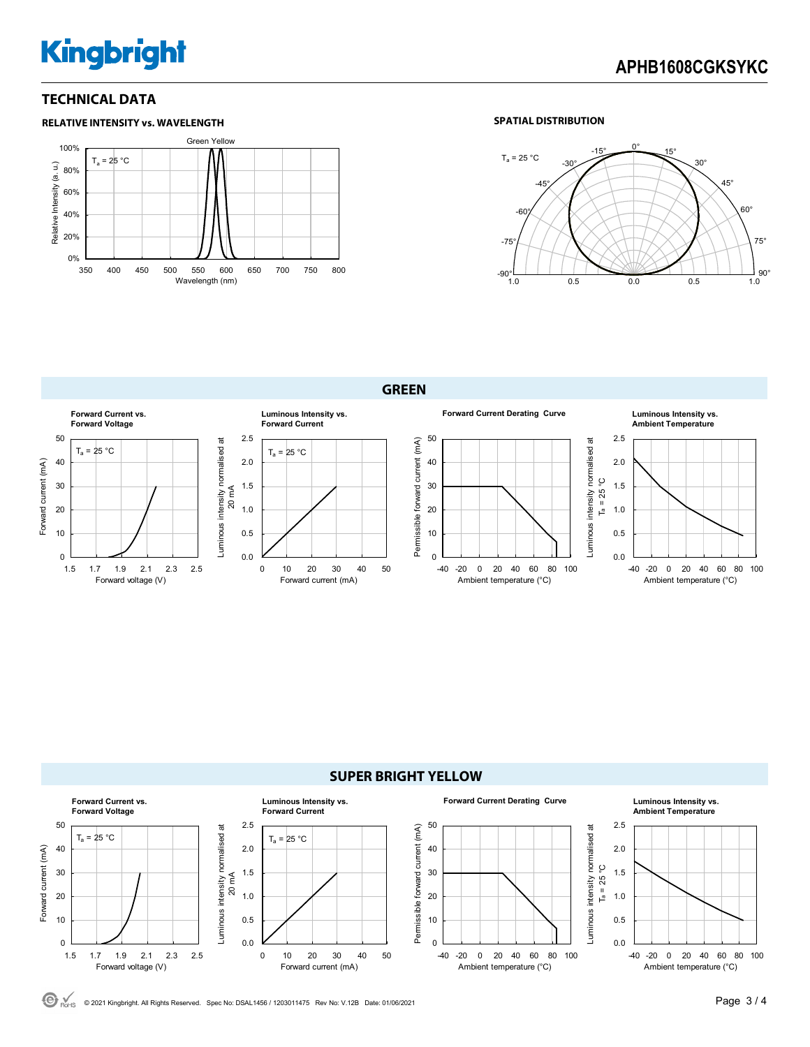## TECHNICAL DATA

**RELATIVE INTENSITY vs. WAVELENGTH**

Green Yellow

$T_a$ = 25 °C

Relative Intensity (a. u.)

100%, 80%, 60%, 40%, 20%, 0%

350 400 450 500 550 600 650 700 750 800

Wavelength (nm)

**SPATIAL DISTRIBUTION**

$T_a$ = 25 °C

0°, -15°, 15°, -30°, 30°, -45°, 45°, -60°, 60°, -75°, 75°, -90°, 90°

1.0 0.5 0.0 0.5 1.0

## GREEN

**Forward Current vs. Forward Voltage**

$T_a$ = 25 °C

Forward current (mA): 0, 10, 20, 30, 40, 50

Forward voltage (V): 1.5, 1.7, 1.9, 2.1, 2.3, 2.5

**Luminous Intensity vs. Forward Current**

$T_a$ = 25 °C

Luminous intensity normalised at 20 mA: 0.0, 0.5, 1.0, 1.5, 2.0, 2.5

Forward current (mA): 0, 10, 20, 30, 40, 50

**Forward Current Derating Curve**

Permissible forward current (mA): 0, 10, 20, 30, 40, 50

Ambient temperature (°C): -40, -20, 0, 20, 40, 60, 80, 100

**Luminous Intensity vs. Ambient Temperature**

Luminous intensity normalised at $T_a$ = 25 °C: 0.0, 0.5, 1.0, 1.5, 2.0, 2.5

Ambient temperature (°C): -40, -20, 0, 20, 40, 60, 80, 100

## SUPER BRIGHT YELLOW

**Forward Current vs. Forward Voltage**

$T_a$ = 25 °C

Forward current (mA): 0, 10, 20, 30, 40, 50

Forward voltage (V): 1.5, 1.7, 1.9, 2.1, 2.3, 2.5

**Luminous Intensity vs. Forward Current**

$T_a$ = 25 °C

Luminous intensity normalised at 20 mA: 0.0, 0.5, 1.0, 1.5, 2.0, 2.5

Forward current (mA): 0, 10, 20, 30, 40, 50

**Forward Current Derating Curve**

Permissible forward current (mA): 0, 10, 20, 30, 40, 50

Ambient temperature (°C): -40, -20, 0, 20, 40, 60, 80, 100

**Luminous Intensity vs. Ambient Temperature**

Luminous intensity normalised at $T_a$ = 25 °C: 0.0, 0.5, 1.0, 1.5, 2.0, 2.5

Ambient temperature (°C): -40, -20, 0, 20, 40, 60, 80, 100

© 2021 Kingbright. All Rights Reserved. Spec No: DSAL1456 / 1203011475 Rev No: V.12B Date: 01/06/2021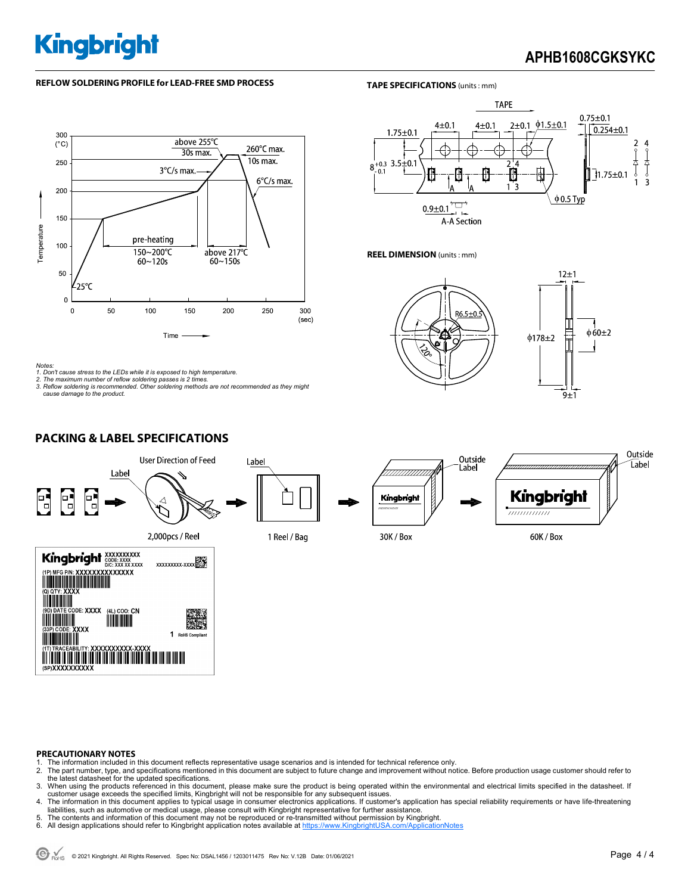## REFLOW SOLDERING PROFILE for LEAD-FREE SMD PROCESS

Temperature (°C)

300
250
200
150
100
50
0

0 50 100 150 200 250 300 (sec)

Time

above 255°C
30s max.
260°C max.
10s max.
3°C/s max.
6°C/s max.
pre-heating
150~200°C
60~120s
above 217°C
60~150s
25°C

*Notes:*
*1. Don't cause stress to the LEDs while it is exposed to high temperature.*
*2. The maximum number of reflow soldering passes is 2 times.*
*3. Reflow soldering is recommended. Other soldering methods are not recommended as they might cause damage to the product.*

## TAPE SPECIFICATIONS (units : mm)

TAPE
1.75±0.1
4±0.1
4±0.1
2±0.1
ϕ1.5±0.1
0.75±0.1
0.254±0.1
$8^{+0.3}_{-0.1}$
3.5±0.1
2 4
1 3
A A
ϕ0.5 Typ
1.75±0.1
0.9±0.1
A-A Section

## REEL DIMENSION (units : mm)

R6.5±0.5
120°
12±1
ϕ178±2
ϕ60±2
9±1

## PACKING & LABEL SPECIFICATIONS

User Direction of Feed
Label
Label
Outside Label
Outside Label
2,000pcs / Reel
1 Reel / Bag
30K / Box
60K / Box

Kingbright XXXXXXXXX CODE: XXXX D/C: XXX XX XXXX
XXXXXXXXX-XXXX
(1P) MFG P/N: XXXXXXXXXXXXXX
(Q) QTY: XXXX
(9D) DATE CODE: XXXX (4L) COO: CN
(33P) CODE: XXXX
1 RoHS Compliant
(1T) TRACEABILITY: XXXXXXXXXX-XXXX
(SP)XXXXXXXXXX

### PRECAUTIONARY NOTES

1. The information included in this document reflects representative usage scenarios and is intended for technical reference only.
2. The part number, type, and specifications mentioned in this document are subject to future change and improvement without notice. Before production usage customer should refer to the latest datasheet for the updated specifications.
3. When using the products referenced in this document, please make sure the product is being operated within the environmental and electrical limits specified in the datasheet. If customer usage exceeds the specified limits, Kingbright will not be responsible for any subsequent issues.
4. The information in this document applies to typical usage in consumer electronics applications. If customer's application has special reliability requirements or have life-threatening liabilities, such as automotive or medical usage, please consult with Kingbright representative for further assistance.
5. The contents and information of this document may not be reproduced or re-transmitted without permission by Kingbright.
6. All design applications should refer to Kingbright application notes available at https://www.KingbrightUSA.com/ApplicationNotes

© 2021 Kingbright. All Rights Reserved. Spec No: DSAL1456 / 1203011475 Rev No: V.12B Date: 01/06/2021